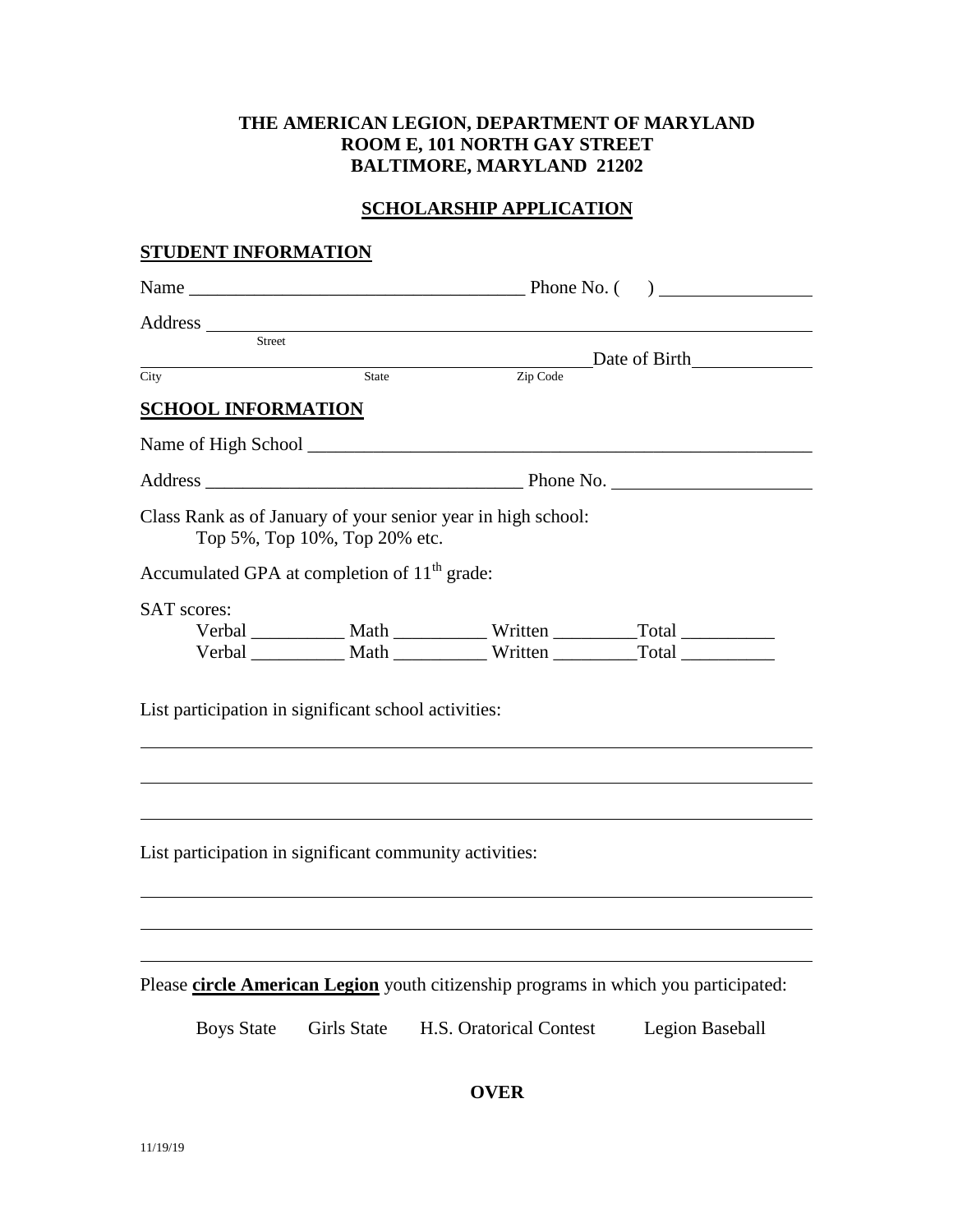**THE AMERICAN LEGION, DEPARTMENT OF MARYLAND**
**ROOM E, 101 NORTH GAY STREET**
**BALTIMORE, MARYLAND 21202**

**SCHOLARSHIP APPLICATION**

## STUDENT INFORMATION

Name ___________________________________ Phone No. (    ) ________________

Address ____________________________________________________________________
Street

______________________________________________ Date of Birth______________
City  State  Zip Code

## SCHOOL INFORMATION

Name of High School ___________________________________________________________

Address _________________________________ Phone No. _____________________

Class Rank as of January of your senior year in high school:
Top 5%, Top 10%, Top 20% etc.

Accumulated GPA at completion of 11th grade:

SAT scores:
Verbal __________ Math __________ Written _________Total __________
Verbal __________ Math __________ Written _________Total __________

List participation in significant school activities:

____________________________________________________________________________

____________________________________________________________________________

____________________________________________________________________________

List participation in significant community activities:

____________________________________________________________________________

____________________________________________________________________________

____________________________________________________________________________

Please **circle American Legion** youth citizenship programs in which you participated:

Boys State    Girls State    H.S. Oratorical Contest    Legion Baseball

**OVER**

11/19/19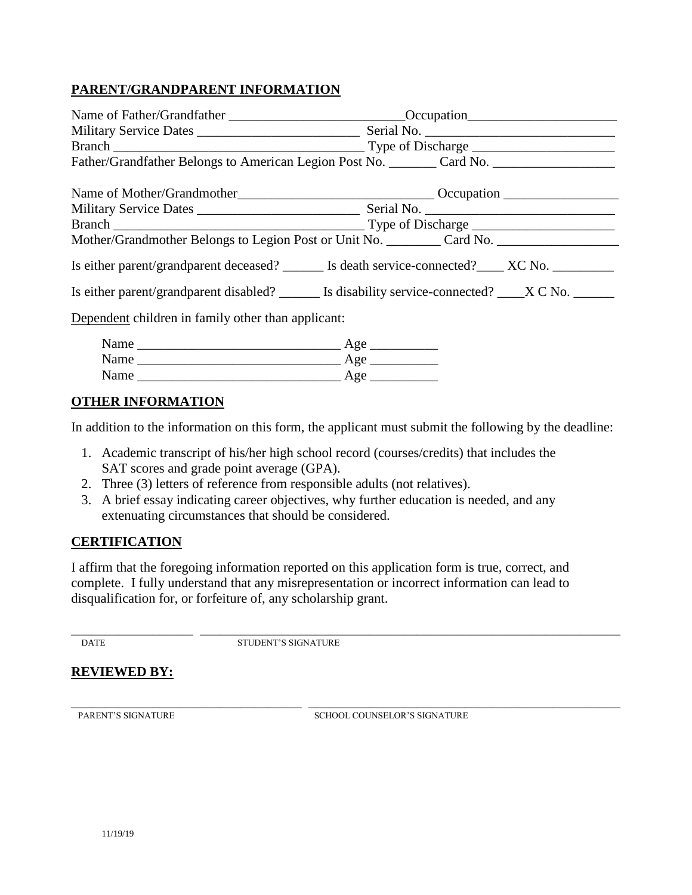## **PARENT/GRANDPARENT INFORMATION**

Name of Father/Grandfather ___________________________Occupation_______________________
Military Service Dates _________________________ Serial No. _____________________________
Branch ______________________________________ Type of Discharge ______________________
Father/Grandfather Belongs to American Legion Post No. _______ Card No. ___________________

Name of Mother/Grandmother______________________________ Occupation _________________
Military Service Dates _________________________ Serial No. _____________________________
Branch ______________________________________ Type of Discharge ______________________
Mother/Grandmother Belongs to Legion Post or Unit No. ________ Card No. __________________

Is either parent/grandparent deceased? ______ Is death service-connected?____ XC No. _________

Is either parent/grandparent disabled? ______ Is disability service-connected? ____X C No. ______

Dependent children in family other than applicant:

Name ______________________________ Age __________
Name ______________________________ Age __________
Name ______________________________ Age __________

## **OTHER INFORMATION**

In addition to the information on this form, the applicant must submit the following by the deadline:

1. Academic transcript of his/her high school record (courses/credits) that includes the SAT scores and grade point average (GPA).
2. Three (3) letters of reference from responsible adults (not relatives).
3. A brief essay indicating career objectives, why further education is needed, and any extenuating circumstances that should be considered.

## **CERTIFICATION**

I affirm that the foregoing information reported on this application form is true, correct, and complete. I fully understand that any misrepresentation or incorrect information can lead to disqualification for, or forfeiture of, any scholarship grant.

___________________ ______________________________________________________

DATE STUDENT'S SIGNATURE

## **REVIEWED BY:**

____________________________________ ______________________________________

PARENT'S SIGNATURE SCHOOL COUNSELOR'S SIGNATURE

11/19/19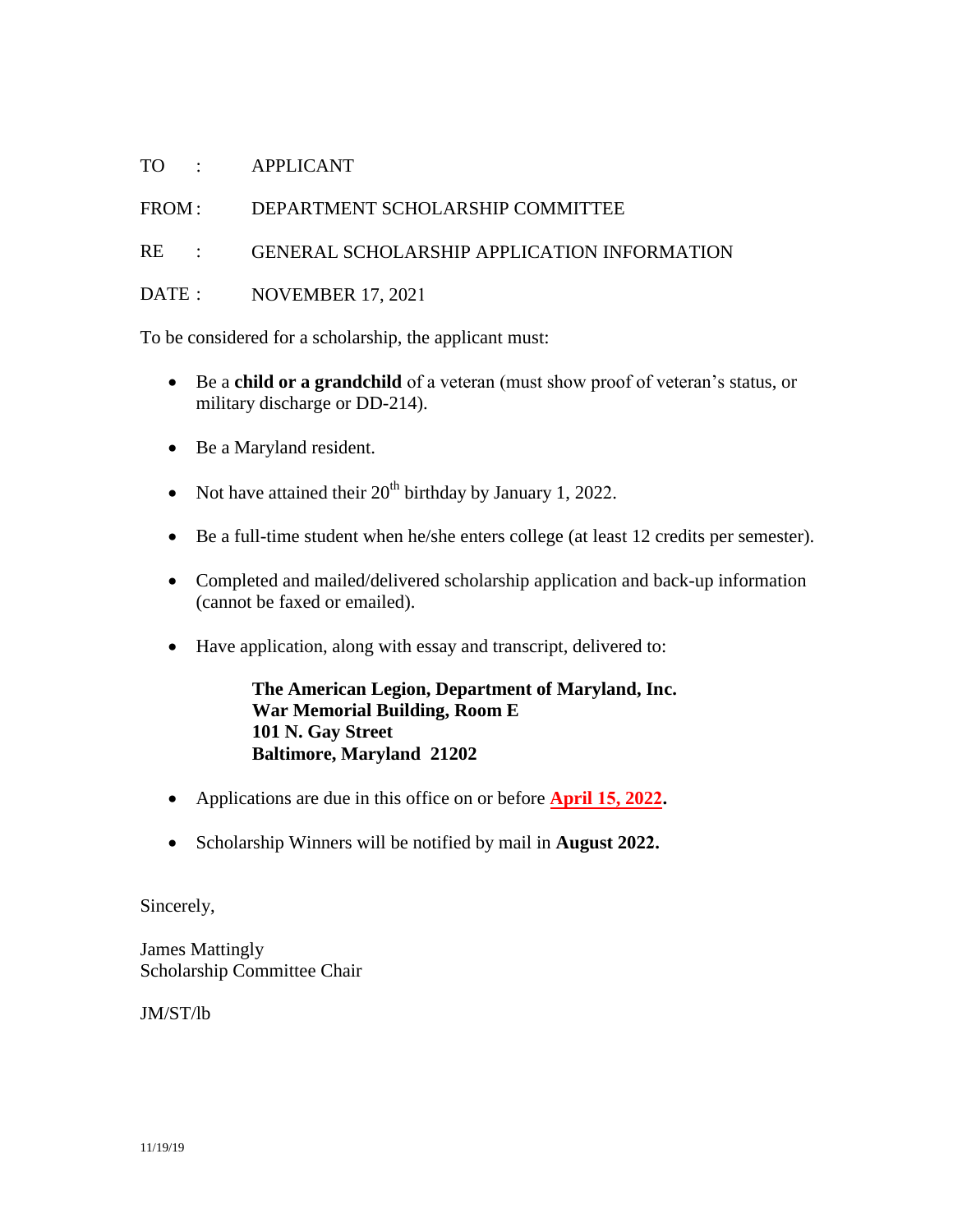TO : APPLICANT

FROM : DEPARTMENT SCHOLARSHIP COMMITTEE

RE : GENERAL SCHOLARSHIP APPLICATION INFORMATION

DATE : NOVEMBER 17, 2021

To be considered for a scholarship, the applicant must:

- Be a **child or a grandchild** of a veteran (must show proof of veteran's status, or military discharge or DD-214).
- Be a Maryland resident.
- Not have attained their 20th birthday by January 1, 2022.
- Be a full-time student when he/she enters college (at least 12 credits per semester).
- Completed and mailed/delivered scholarship application and back-up information (cannot be faxed or emailed).
- Have application, along with essay and transcript, delivered to:

  **The American Legion, Department of Maryland, Inc.**  
  **War Memorial Building, Room E**  
  **101 N. Gay Street**  
  **Baltimore, Maryland 21202**

- Applications are due in this office on or before **April 15, 2022.**
- Scholarship Winners will be notified by mail in **August 2022.**

Sincerely,

James Mattingly  
Scholarship Committee Chair

JM/ST/lb

11/19/19